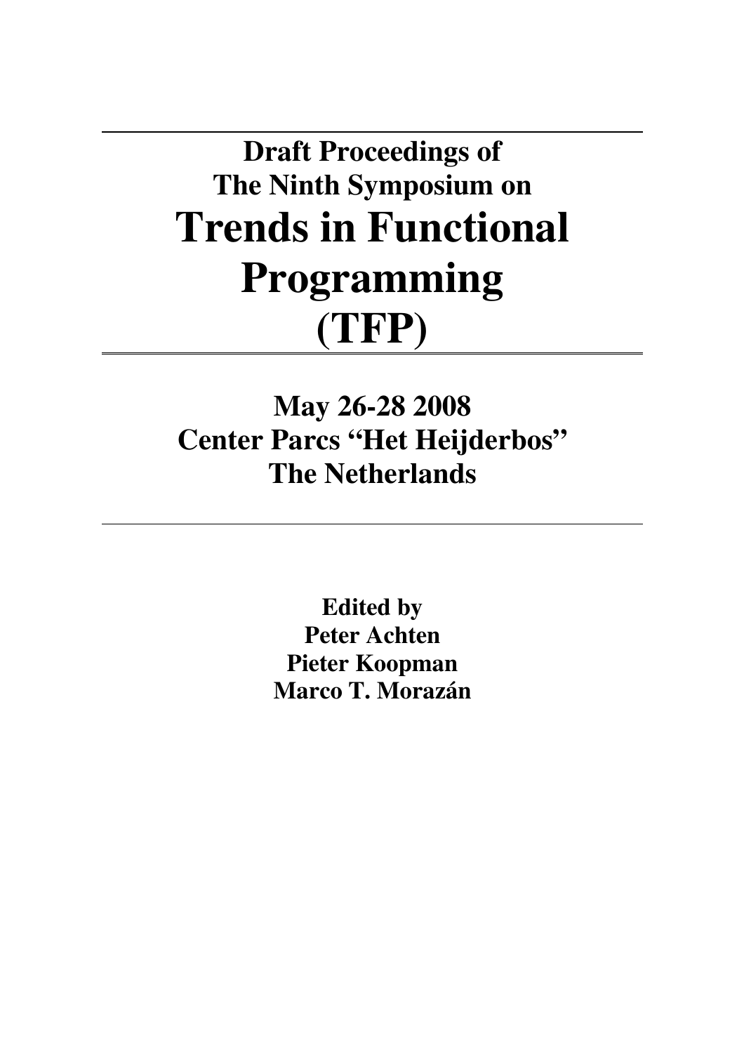# Draft Proceedings of
# The Ninth Symposium on
# Trends in Functional Programming
# (TFP)

## May 26-28 2008
## Center Parcs "Het Heijderbos"
## The Netherlands

**Edited by**
**Peter Achten**
**Pieter Koopman**
**Marco T. Morazán**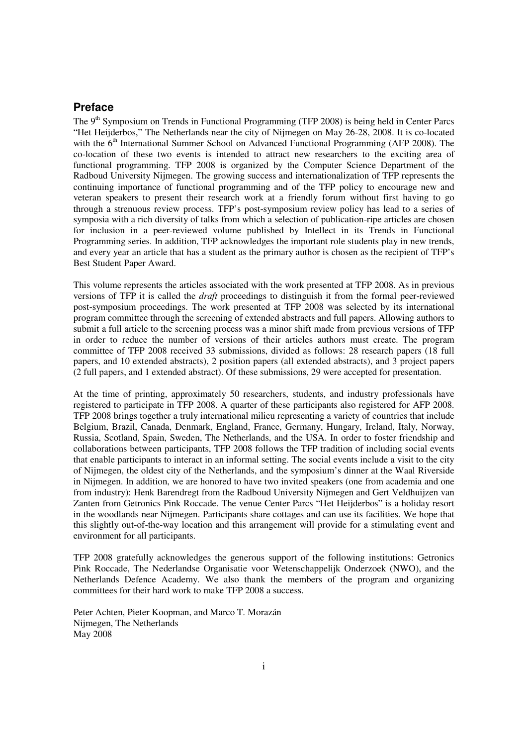## Preface

The 9th Symposium on Trends in Functional Programming (TFP 2008) is being held in Center Parcs "Het Heijderbos," The Netherlands near the city of Nijmegen on May 26-28, 2008. It is co-located with the 6th International Summer School on Advanced Functional Programming (AFP 2008). The co-location of these two events is intended to attract new researchers to the exciting area of functional programming. TFP 2008 is organized by the Computer Science Department of the Radboud University Nijmegen. The growing success and internationalization of TFP represents the continuing importance of functional programming and of the TFP policy to encourage new and veteran speakers to present their research work at a friendly forum without first having to go through a strenuous review process. TFP's post-symposium review policy has lead to a series of symposia with a rich diversity of talks from which a selection of publication-ripe articles are chosen for inclusion in a peer-reviewed volume published by Intellect in its Trends in Functional Programming series. In addition, TFP acknowledges the important role students play in new trends, and every year an article that has a student as the primary author is chosen as the recipient of TFP's Best Student Paper Award.

This volume represents the articles associated with the work presented at TFP 2008. As in previous versions of TFP it is called the *draft* proceedings to distinguish it from the formal peer-reviewed post-symposium proceedings. The work presented at TFP 2008 was selected by its international program committee through the screening of extended abstracts and full papers. Allowing authors to submit a full article to the screening process was a minor shift made from previous versions of TFP in order to reduce the number of versions of their articles authors must create. The program committee of TFP 2008 received 33 submissions, divided as follows: 28 research papers (18 full papers, and 10 extended abstracts), 2 position papers (all extended abstracts), and 3 project papers (2 full papers, and 1 extended abstract). Of these submissions, 29 were accepted for presentation.

At the time of printing, approximately 50 researchers, students, and industry professionals have registered to participate in TFP 2008. A quarter of these participants also registered for AFP 2008. TFP 2008 brings together a truly international milieu representing a variety of countries that include Belgium, Brazil, Canada, Denmark, England, France, Germany, Hungary, Ireland, Italy, Norway, Russia, Scotland, Spain, Sweden, The Netherlands, and the USA. In order to foster friendship and collaborations between participants, TFP 2008 follows the TFP tradition of including social events that enable participants to interact in an informal setting. The social events include a visit to the city of Nijmegen, the oldest city of the Netherlands, and the symposium's dinner at the Waal Riverside in Nijmegen. In addition, we are honored to have two invited speakers (one from academia and one from industry): Henk Barendregt from the Radboud University Nijmegen and Gert Veldhuijzen van Zanten from Getronics Pink Roccade. The venue Center Parcs "Het Heijderbos" is a holiday resort in the woodlands near Nijmegen. Participants share cottages and can use its facilities. We hope that this slightly out-of-the-way location and this arrangement will provide for a stimulating event and environment for all participants.

TFP 2008 gratefully acknowledges the generous support of the following institutions: Getronics Pink Roccade, The Nederlandse Organisatie voor Wetenschappelijk Onderzoek (NWO), and the Netherlands Defence Academy. We also thank the members of the program and organizing committees for their hard work to make TFP 2008 a success.

Peter Achten, Pieter Koopman, and Marco T. Morazán
Nijmegen, The Netherlands
May 2008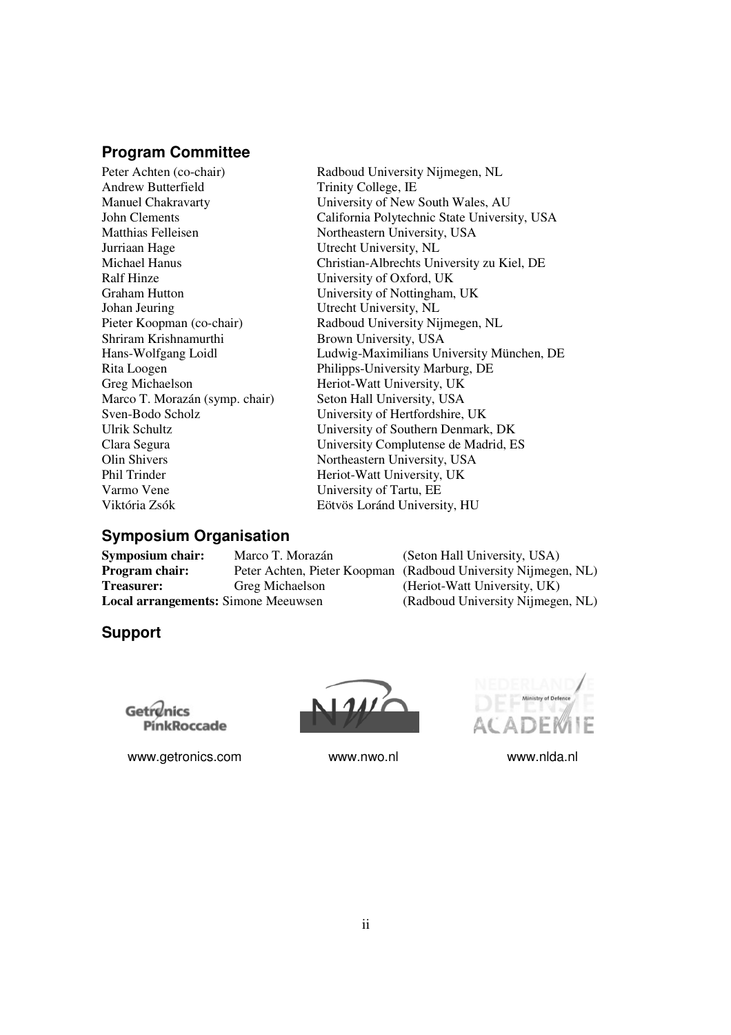## Program Committee

| | |
|---|---|
| Peter Achten (co-chair) | Radboud University Nijmegen, NL |
| Andrew Butterfield | Trinity College, IE |
| Manuel Chakravarty | University of New South Wales, AU |
| John Clements | California Polytechnic State University, USA |
| Matthias Felleisen | Northeastern University, USA |
| Jurriaan Hage | Utrecht University, NL |
| Michael Hanus | Christian-Albrechts University zu Kiel, DE |
| Ralf Hinze | University of Oxford, UK |
| Graham Hutton | University of Nottingham, UK |
| Johan Jeuring | Utrecht University, NL |
| Pieter Koopman (co-chair) | Radboud University Nijmegen, NL |
| Shriram Krishnamurthi | Brown University, USA |
| Hans-Wolfgang Loidl | Ludwig-Maximilians University München, DE |
| Rita Loogen | Philipps-University Marburg, DE |
| Greg Michaelson | Heriot-Watt University, UK |
| Marco T. Morazán (symp. chair) | Seton Hall University, USA |
| Sven-Bodo Scholz | University of Hertfordshire, UK |
| Ulrik Schultz | University of Southern Denmark, DK |
| Clara Segura | University Complutense de Madrid, ES |
| Olin Shivers | Northeastern University, USA |
| Phil Trinder | Heriot-Watt University, UK |
| Varmo Vene | University of Tartu, EE |
| Viktória Zsók | Eötvös Loránd University, HU |

## Symposium Organisation

| | | |
|---|---|---|
| **Symposium chair:** | Marco T. Morazán | (Seton Hall University, USA) |
| **Program chair:** | Peter Achten, Pieter Koopman | (Radboud University Nijmegen, NL) |
| **Treasurer:** | Greg Michaelson | (Heriot-Watt University, UK) |
| **Local arrangements:** | Simone Meeuwsen | (Radboud University Nijmegen, NL) |

## Support

www.getronics.com www.nwo.nl www.nlda.nl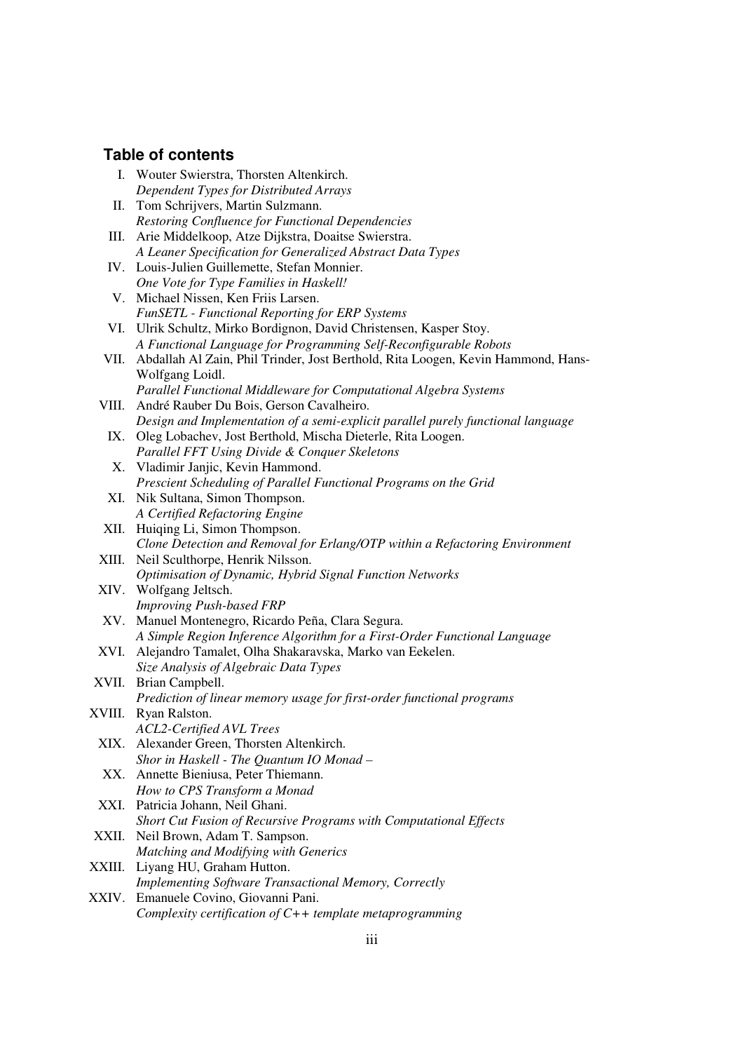## Table of contents

I. Wouter Swierstra, Thorsten Altenkirch.
*Dependent Types for Distributed Arrays*

II. Tom Schrijvers, Martin Sulzmann.
*Restoring Confluence for Functional Dependencies*

III. Arie Middelkoop, Atze Dijkstra, Doaitse Swierstra.
*A Leaner Specification for Generalized Abstract Data Types*

IV. Louis-Julien Guillemette, Stefan Monnier.
*One Vote for Type Families in Haskell!*

V. Michael Nissen, Ken Friis Larsen.
*FunSETL - Functional Reporting for ERP Systems*

VI. Ulrik Schultz, Mirko Bordignon, David Christensen, Kasper Stoy.
*A Functional Language for Programming Self-Reconfigurable Robots*

VII. Abdallah Al Zain, Phil Trinder, Jost Berthold, Rita Loogen, Kevin Hammond, Hans-Wolfgang Loidl.
*Parallel Functional Middleware for Computational Algebra Systems*

VIII. André Rauber Du Bois, Gerson Cavalheiro.
*Design and Implementation of a semi-explicit parallel purely functional language*

IX. Oleg Lobachev, Jost Berthold, Mischa Dieterle, Rita Loogen.
*Parallel FFT Using Divide & Conquer Skeletons*

X. Vladimir Janjic, Kevin Hammond.
*Prescient Scheduling of Parallel Functional Programs on the Grid*

XI. Nik Sultana, Simon Thompson.
*A Certified Refactoring Engine*

XII. Huiqing Li, Simon Thompson.
*Clone Detection and Removal for Erlang/OTP within a Refactoring Environment*

XIII. Neil Sculthorpe, Henrik Nilsson.
*Optimisation of Dynamic, Hybrid Signal Function Networks*

XIV. Wolfgang Jeltsch.
*Improving Push-based FRP*

XV. Manuel Montenegro, Ricardo Peña, Clara Segura.
*A Simple Region Inference Algorithm for a First-Order Functional Language*

XVI. Alejandro Tamalet, Olha Shakaravska, Marko van Eekelen.
*Size Analysis of Algebraic Data Types*

XVII. Brian Campbell.
*Prediction of linear memory usage for first-order functional programs*

XVIII. Ryan Ralston.
*ACL2-Certified AVL Trees*

XIX. Alexander Green, Thorsten Altenkirch.
*Shor in Haskell - The Quantum IO Monad –*

XX. Annette Bieniusa, Peter Thiemann.
*How to CPS Transform a Monad*

XXI. Patricia Johann, Neil Ghani.
*Short Cut Fusion of Recursive Programs with Computational Effects*

XXII. Neil Brown, Adam T. Sampson.
*Matching and Modifying with Generics*

XXIII. Liyang HU, Graham Hutton.
*Implementing Software Transactional Memory, Correctly*

XXIV. Emanuele Covino, Giovanni Pani.
*Complexity certification of C++ template metaprogramming*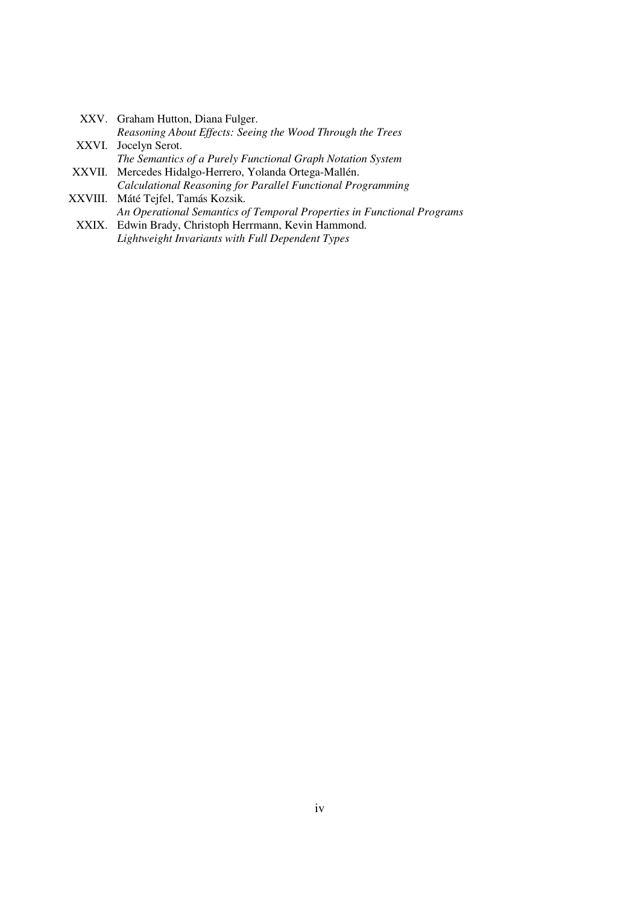XXV. Graham Hutton, Diana Fulger.
*Reasoning About Effects: Seeing the Wood Through the Trees*

XXVI. Jocelyn Serot.
*The Semantics of a Purely Functional Graph Notation System*

XXVII. Mercedes Hidalgo-Herrero, Yolanda Ortega-Mallén.
*Calculational Reasoning for Parallel Functional Programming*

XXVIII. Máté Tejfel, Tamás Kozsik.
*An Operational Semantics of Temporal Properties in Functional Programs*

XXIX. Edwin Brady, Christoph Herrmann, Kevin Hammond.
*Lightweight Invariants with Full Dependent Types*